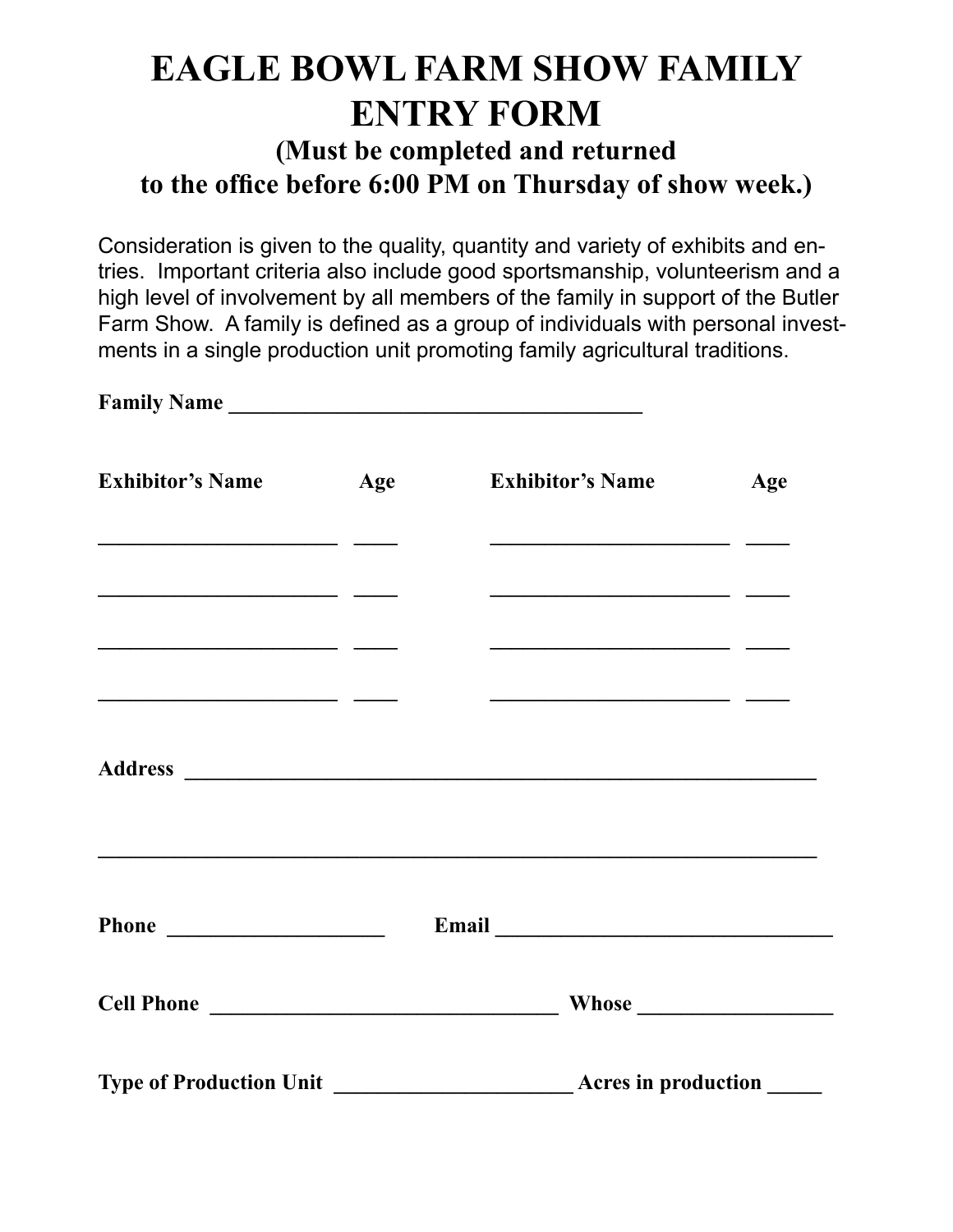# EAGLE BOWL FARM SHOW FAMILY ENTRY FORM

## (Must be completed and returned to the office before 6:00 PM on Thursday of show week.)

Consideration is given to the quality, quantity and variety of exhibits and entries. Important criteria also include good sportsmanship, volunteerism and a high level of involvement by all members of the family in support of the Butler Farm Show. A family is defined as a group of individuals with personal investments in a single production unit promoting family agricultural traditions.

**Family Name** ____________________________________

| Exhibitor's Name | Age | Exhibitor's Name | Age |
|---|---|---|---|
| _____________________ | ____ | _____________________ | ____ |
| _____________________ | ____ | _____________________ | ____ |
| _____________________ | ____ | _____________________ | ____ |
| _____________________ | ____ | _____________________ | ____ |

**Address** ________________________________________________________

________________________________________________________________

**Phone** ___________________ **Email** ______________________________

**Cell Phone** _______________________________ **Whose** _________________

**Type of Production Unit** _____________________ **Acres in production** _____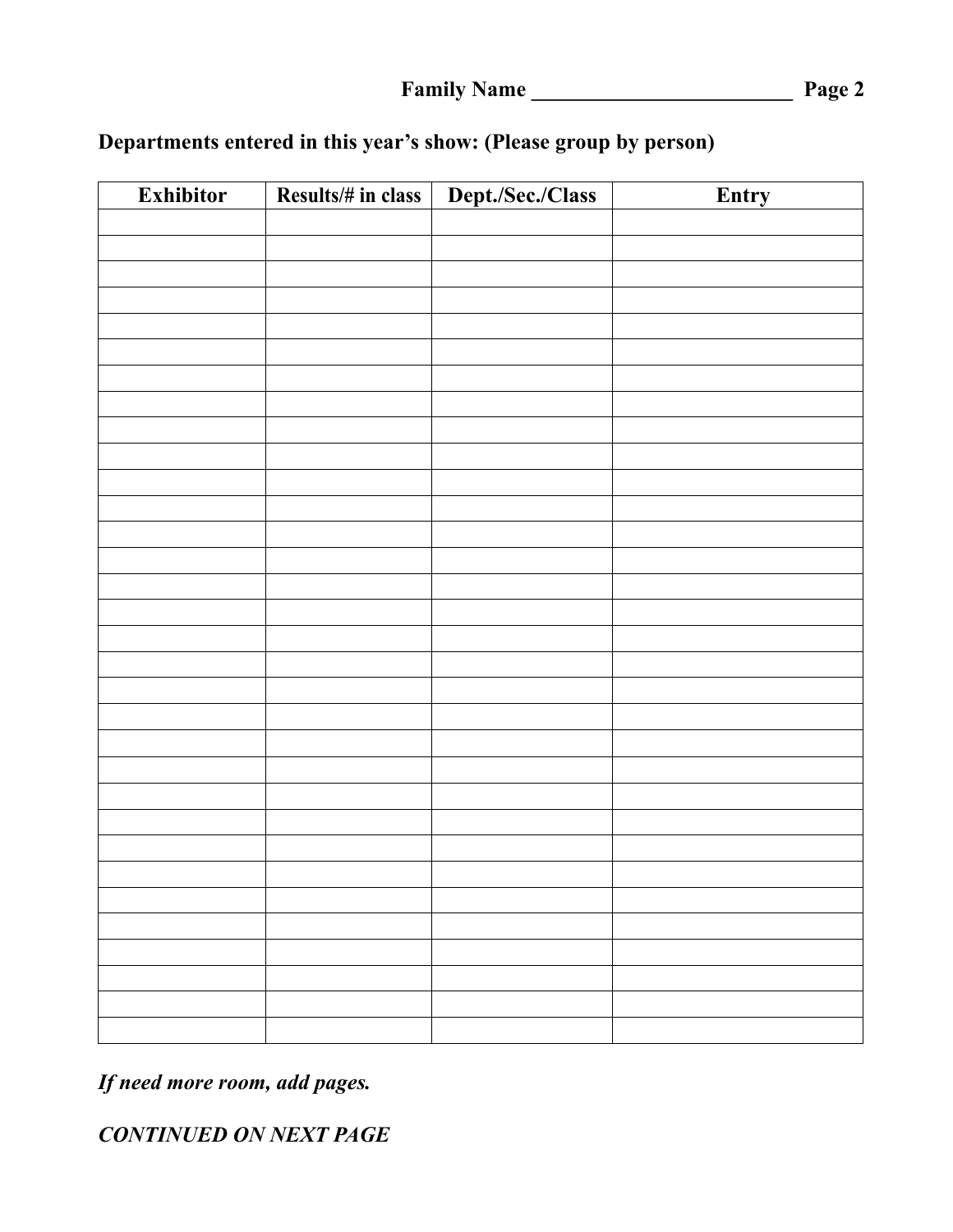**Family Name ________________________**

**Departments entered in this year's show: (Please group by person)**

| Exhibitor | Results/# in class | Dept./Sec./Class | Entry |
|---|---|---|---|
| | | | |
| | | | |
| | | | |
| | | | |
| | | | |
| | | | |
| | | | |
| | | | |
| | | | |
| | | | |
| | | | |
| | | | |
| | | | |
| | | | |
| | | | |
| | | | |
| | | | |
| | | | |
| | | | |
| | | | |
| | | | |
| | | | |
| | | | |
| | | | |
| | | | |
| | | | |
| | | | |
| | | | |
| | | | |
| | | | |
| | | | |
| | | | |
| | | | |

***If need more room, add pages.***

***CONTINUED ON NEXT PAGE***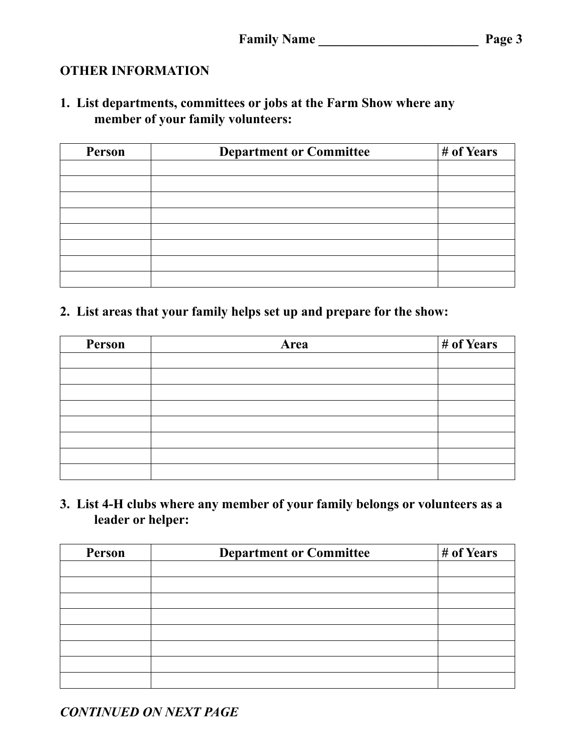Family Name ________________________

## OTHER INFORMATION

**1. List departments, committees or jobs at the Farm Show where any member of your family volunteers:**

| Person | Department or Committee | # of Years |
|---|---|---|
| | | |
| | | |
| | | |
| | | |
| | | |
| | | |
| | | |
| | | |

**2. List areas that your family helps set up and prepare for the show:**

| Person | Area | # of Years |
|---|---|---|
| | | |
| | | |
| | | |
| | | |
| | | |
| | | |
| | | |
| | | |

**3. List 4-H clubs where any member of your family belongs or volunteers as a leader or helper:**

| Person | Department or Committee | # of Years |
|---|---|---|
| | | |
| | | |
| | | |
| | | |
| | | |
| | | |
| | | |
| | | |

***CONTINUED ON NEXT PAGE***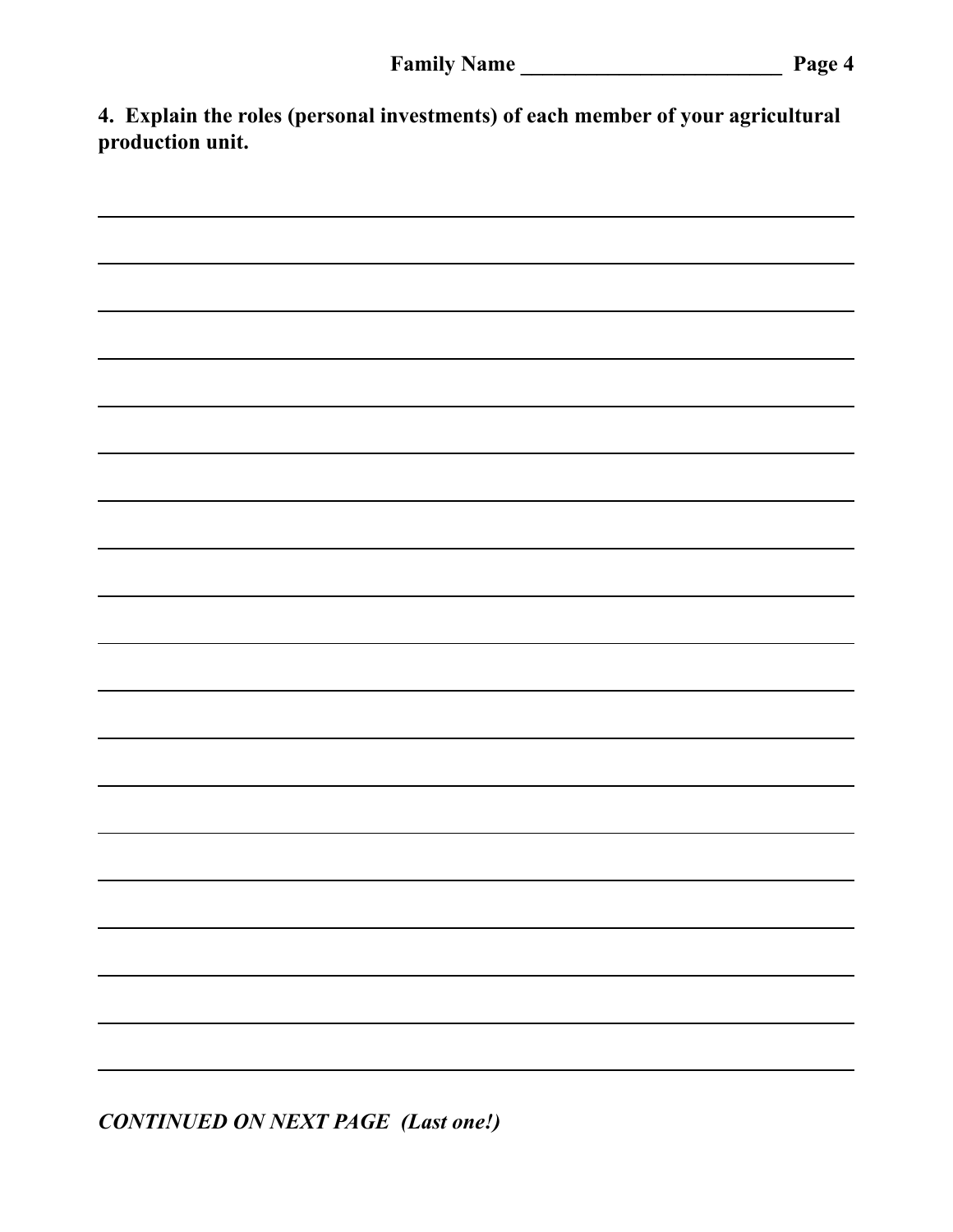Family Name ________________________

**4. Explain the roles (personal investments) of each member of your agricultural production unit.**

*__CONTINUED ON NEXT PAGE (Last one!)__*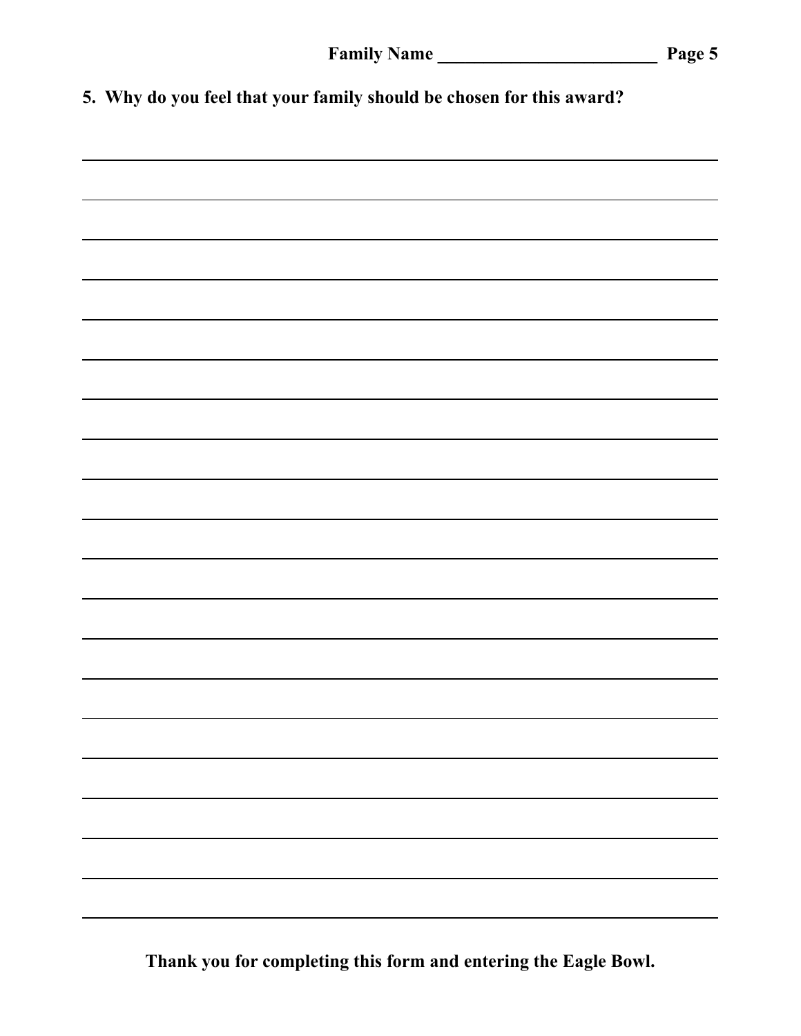Family Name ________________________

**5. Why do you feel that your family should be chosen for this award?**

______________________________________________________________________

______________________________________________________________________

______________________________________________________________________

______________________________________________________________________

______________________________________________________________________

______________________________________________________________________

______________________________________________________________________

______________________________________________________________________

______________________________________________________________________

______________________________________________________________________

______________________________________________________________________

______________________________________________________________________

______________________________________________________________________

______________________________________________________________________

______________________________________________________________________

______________________________________________________________________

______________________________________________________________________

______________________________________________________________________

______________________________________________________________________

______________________________________________________________________

**Thank you for completing this form and entering the Eagle Bowl.**